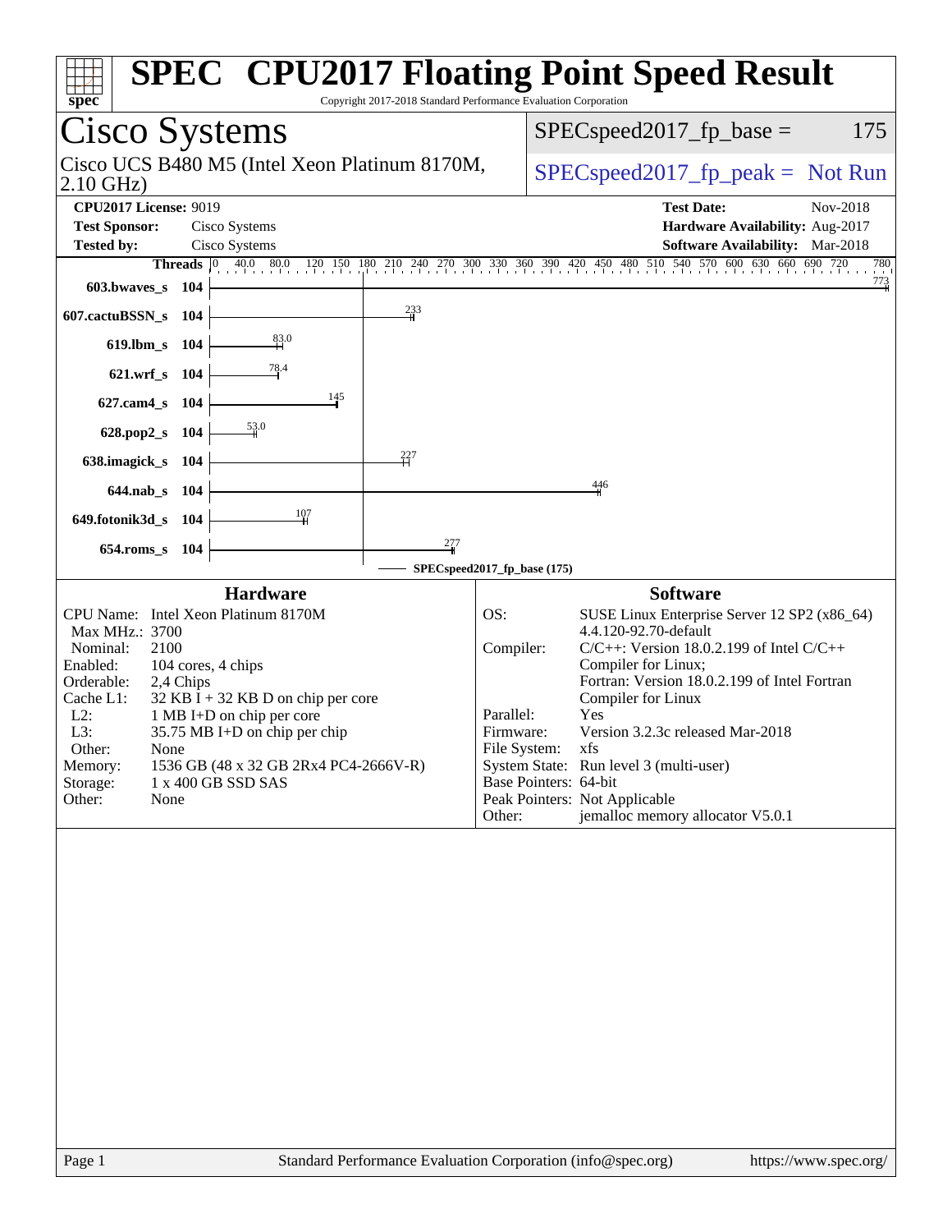# SPEC CPU2017 Floating Point Speed Result

Copyright 2017-2018 Standard Performance Evaluation Corporation

## Cisco Systems

Cisco UCS B480 M5 (Intel Xeon Platinum 8170M, 2.10 GHz)

SPECspeed2017_fp_base = 175

SPECspeed2017_fp_peak = Not Run

**CPU2017 License:** 9019
**Test Sponsor:** Cisco Systems
**Tested by:** Cisco Systems

**Test Date:** Nov-2018
**Hardware Availability:** Aug-2017
**Software Availability:** Mar-2018

| Benchmark | Threads | Base |
|---|---|---|
| 603.bwaves_s | 104 | 773 |
| 607.cactuBSSN_s | 104 | 233 |
| 619.lbm_s | 104 | 83.0 |
| 621.wrf_s | 104 | 78.4 |
| 627.cam4_s | 104 | 145 |
| 628.pop2_s | 104 | 53.0 |
| 638.imagick_s | 104 | 227 |
| 644.nab_s | 104 | 446 |
| 649.fotonik3d_s | 104 | 107 |
| 654.roms_s | 104 | 277 |

SPECspeed2017_fp_base (175)

### Hardware

| | |
|---|---|
| CPU Name: | Intel Xeon Platinum 8170M |
| Max MHz.: | 3700 |
| Nominal: | 2100 |
| Enabled: | 104 cores, 4 chips |
| Orderable: | 2,4 Chips |
| Cache L1: | 32 KB I + 32 KB D on chip per core |
| L2: | 1 MB I+D on chip per core |
| L3: | 35.75 MB I+D on chip per chip |
| Other: | None |
| Memory: | 1536 GB (48 x 32 GB 2Rx4 PC4-2666V-R) |
| Storage: | 1 x 400 GB SSD SAS |
| Other: | None |

### Software

| | |
|---|---|
| OS: | SUSE Linux Enterprise Server 12 SP2 (x86_64) 4.4.120-92.70-default |
| Compiler: | C/C++: Version 18.0.2.199 of Intel C/C++ Compiler for Linux; Fortran: Version 18.0.2.199 of Intel Fortran Compiler for Linux |
| Parallel: | Yes |
| Firmware: | Version 3.2.3c released Mar-2018 |
| File System: | xfs |
| System State: | Run level 3 (multi-user) |
| Base Pointers: | 64-bit |
| Peak Pointers: | Not Applicable |
| Other: | jemalloc memory allocator V5.0.1 |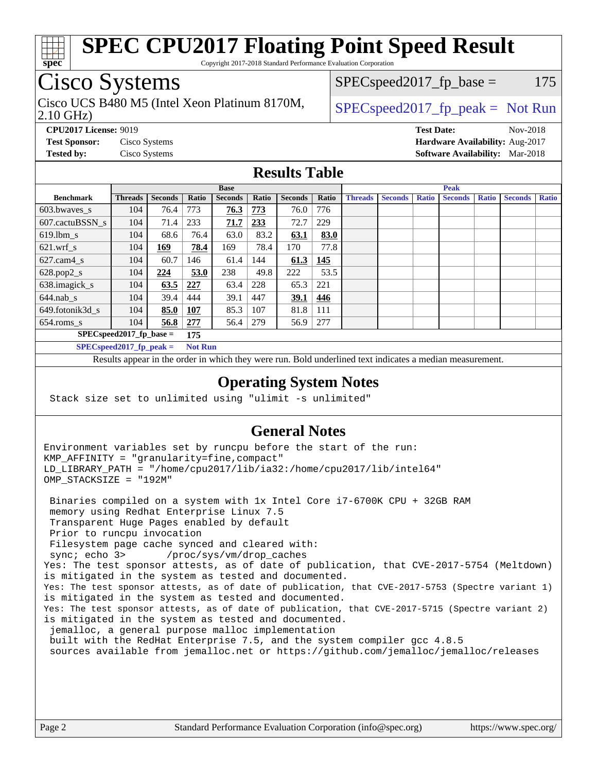# SPEC CPU2017 Floating Point Speed Result

Copyright 2017-2018 Standard Performance Evaluation Corporation

## Cisco Systems

Cisco UCS B480 M5 (Intel Xeon Platinum 8170M, 2.10 GHz)

SPECspeed2017_fp_base = 175

SPECspeed2017_fp_peak = Not Run

**CPU2017 License:** 9019
**Test Sponsor:** Cisco Systems
**Tested by:** Cisco Systems

**Test Date:** Nov-2018
**Hardware Availability:** Aug-2017
**Software Availability:** Mar-2018

## Results Table

| | Base | | | | | | | Peak | | | | | | |
|---|---|---|---|---|---|---|---|---|---|---|---|---|---|---|
| **Benchmark** | **Threads** | **Seconds** | **Ratio** | **Seconds** | **Ratio** | **Seconds** | **Ratio** | **Threads** | **Seconds** | **Ratio** | **Seconds** | **Ratio** | **Seconds** | **Ratio** |
| 603.bwaves_s | 104 | 76.4 | 773 | **76.3** | **773** | 76.0 | 776 | | | | | | | |
| 607.cactuBSSN_s | 104 | 71.4 | 233 | **71.7** | **233** | 72.7 | 229 | | | | | | | |
| 619.lbm_s | 104 | 68.6 | 76.4 | 63.0 | 83.2 | **63.1** | **83.0** | | | | | | | |
| 621.wrf_s | 104 | **169** | **78.4** | 169 | 78.4 | 170 | 77.8 | | | | | | | |
| 627.cam4_s | 104 | 60.7 | 146 | 61.4 | 144 | **61.3** | **145** | | | | | | | |
| 628.pop2_s | 104 | **224** | **53.0** | 238 | 49.8 | 222 | 53.5 | | | | | | | |
| 638.imagick_s | 104 | **63.5** | **227** | 63.4 | 228 | 65.3 | 221 | | | | | | | |
| 644.nab_s | 104 | 39.4 | 444 | 39.1 | 447 | **39.1** | **446** | | | | | | | |
| 649.fotonik3d_s | 104 | **85.0** | **107** | 85.3 | 107 | 81.8 | 111 | | | | | | | |
| 654.roms_s | 104 | **56.8** | **277** | 56.4 | 279 | 56.9 | 277 | | | | | | | |

**SPECspeed2017_fp_base = 175**

**SPECspeed2017_fp_peak = Not Run**

Results appear in the order in which they were run. Bold underlined text indicates a median measurement.

## Operating System Notes

```
Stack size set to unlimited using "ulimit -s unlimited"
```

## General Notes

```
Environment variables set by runcpu before the start of the run:
KMP_AFFINITY = "granularity=fine,compact"
LD_LIBRARY_PATH = "/home/cpu2017/lib/ia32:/home/cpu2017/lib/intel64"
OMP_STACKSIZE = "192M"

 Binaries compiled on a system with 1x Intel Core i7-6700K CPU + 32GB RAM
 memory using Redhat Enterprise Linux 7.5
 Transparent Huge Pages enabled by default
 Prior to runcpu invocation
 Filesystem page cache synced and cleared with:
 sync; echo 3>       /proc/sys/vm/drop_caches
Yes: The test sponsor attests, as of date of publication, that CVE-2017-5754 (Meltdown)
is mitigated in the system as tested and documented.
Yes: The test sponsor attests, as of date of publication, that CVE-2017-5753 (Spectre variant 1)
is mitigated in the system as tested and documented.
Yes: The test sponsor attests, as of date of publication, that CVE-2017-5715 (Spectre variant 2)
is mitigated in the system as tested and documented.
 jemalloc, a general purpose malloc implementation
 built with the RedHat Enterprise 7.5, and the system compiler gcc 4.8.5
 sources available from jemalloc.net or https://github.com/jemalloc/jemalloc/releases
```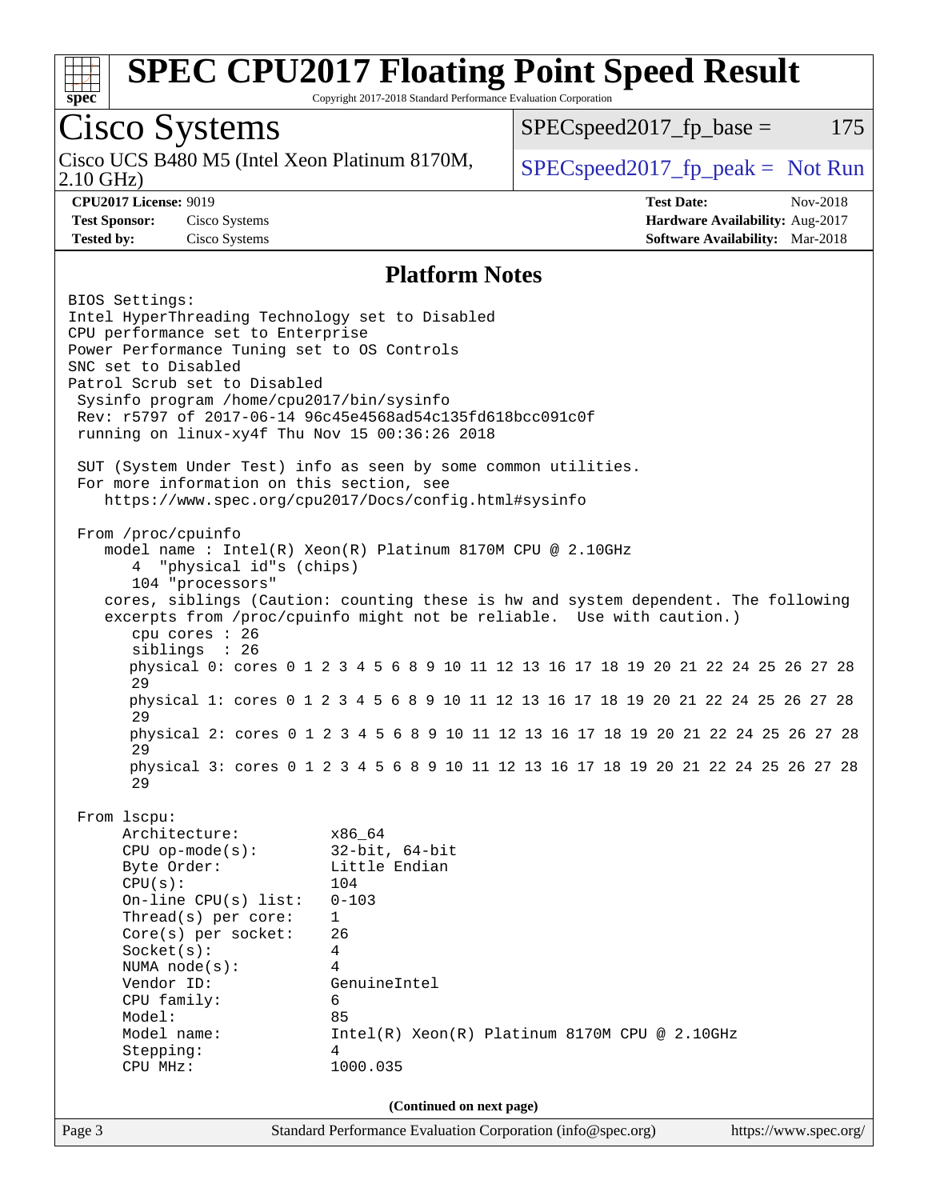# SPEC CPU2017 Floating Point Speed Result

Copyright 2017-2018 Standard Performance Evaluation Corporation

## Cisco Systems

Cisco UCS B480 M5 (Intel Xeon Platinum 8170M, 2.10 GHz)

SPECspeed2017_fp_base = 175

SPECspeed2017_fp_peak = Not Run

**CPU2017 License:** 9019
**Test Sponsor:** Cisco Systems
**Tested by:** Cisco Systems

**Test Date:** Nov-2018
**Hardware Availability:** Aug-2017
**Software Availability:** Mar-2018

### Platform Notes

```
BIOS Settings:
Intel HyperThreading Technology set to Disabled
CPU performance set to Enterprise
Power Performance Tuning set to OS Controls
SNC set to Disabled
Patrol Scrub set to Disabled
 Sysinfo program /home/cpu2017/bin/sysinfo
 Rev: r5797 of 2017-06-14 96c45e4568ad54c135fd618bcc091c0f
 running on linux-xy4f Thu Nov 15 00:36:26 2018

 SUT (System Under Test) info as seen by some common utilities.
 For more information on this section, see
    https://www.spec.org/cpu2017/Docs/config.html#sysinfo

 From /proc/cpuinfo
    model name : Intel(R) Xeon(R) Platinum 8170M CPU @ 2.10GHz
       4  "physical id"s (chips)
       104 "processors"
    cores, siblings (Caution: counting these is hw and system dependent. The following
    excerpts from /proc/cpuinfo might not be reliable.  Use with caution.)
       cpu cores : 26
       siblings  : 26
       physical 0: cores 0 1 2 3 4 5 6 8 9 10 11 12 13 16 17 18 19 20 21 22 24 25 26 27 28
       29
       physical 1: cores 0 1 2 3 4 5 6 8 9 10 11 12 13 16 17 18 19 20 21 22 24 25 26 27 28
       29
       physical 2: cores 0 1 2 3 4 5 6 8 9 10 11 12 13 16 17 18 19 20 21 22 24 25 26 27 28
       29
       physical 3: cores 0 1 2 3 4 5 6 8 9 10 11 12 13 16 17 18 19 20 21 22 24 25 26 27 28
       29

 From lscpu:
      Architecture:          x86_64
      CPU op-mode(s):        32-bit, 64-bit
      Byte Order:            Little Endian
      CPU(s):                104
      On-line CPU(s) list:   0-103
      Thread(s) per core:    1
      Core(s) per socket:    26
      Socket(s):             4
      NUMA node(s):          4
      Vendor ID:             GenuineIntel
      CPU family:            6
      Model:                 85
      Model name:            Intel(R) Xeon(R) Platinum 8170M CPU @ 2.10GHz
      Stepping:              4
      CPU MHz:               1000.035
```

(Continued on next page)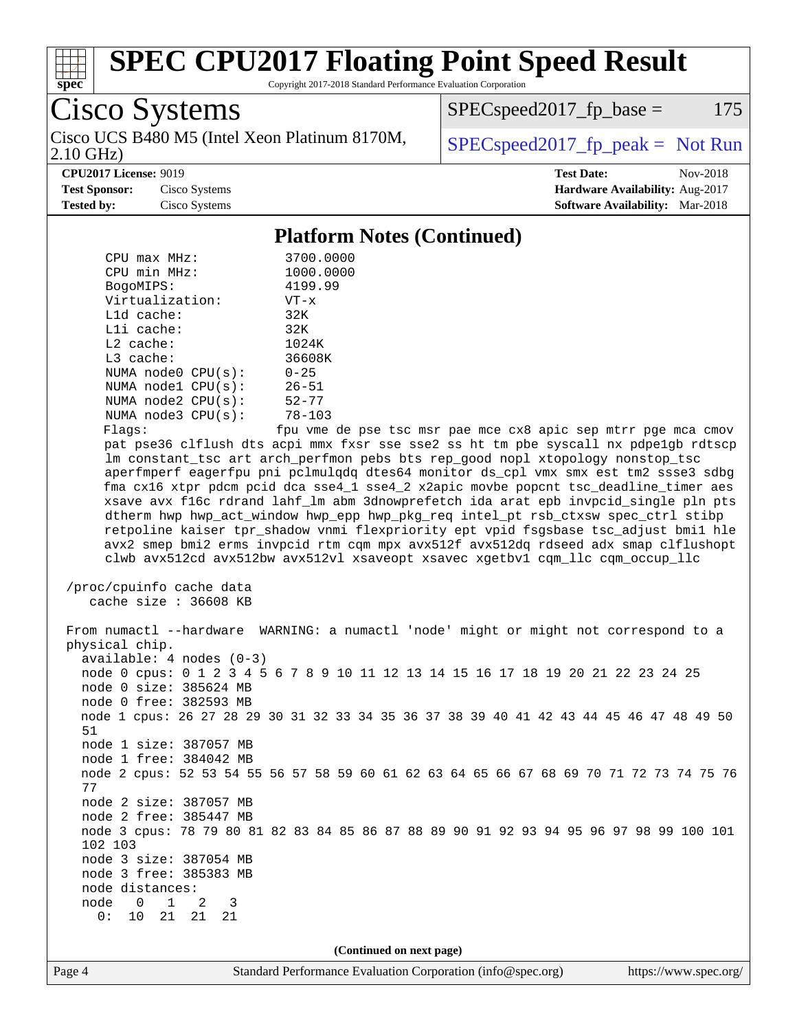## Platform Notes (Continued)

```
    CPU max MHz:           3700.0000
    CPU min MHz:           1000.0000
    BogoMIPS:              4199.99
    Virtualization:        VT-x
    L1d cache:             32K
    L1i cache:             32K
    L2 cache:              1024K
    L3 cache:              36608K
    NUMA node0 CPU(s):     0-25
    NUMA node1 CPU(s):     26-51
    NUMA node2 CPU(s):     52-77
    NUMA node3 CPU(s):     78-103
    Flags:                 fpu vme de pse tsc msr pae mce cx8 apic sep mtrr pge mca cmov
    pat pse36 clflush dts acpi mmx fxsr sse sse2 ss ht tm pbe syscall nx pdpe1gb rdtscp
    lm constant_tsc art arch_perfmon pebs bts rep_good nopl xtopology nonstop_tsc
    aperfmperf eagerfpu pni pclmulqdq dtes64 monitor ds_cpl vmx smx est tm2 ssse3 sdbg
    fma cx16 xtpr pdcm pcid dca sse4_1 sse4_2 x2apic movbe popcnt tsc_deadline_timer aes
    xsave avx f16c rdrand lahf_lm abm 3dnowprefetch ida arat epb invpcid_single pln pts
    dtherm hwp hwp_act_window hwp_epp hwp_pkg_req intel_pt rsb_ctxsw spec_ctrl stibp
    retpoline kaiser tpr_shadow vnmi flexpriority ept vpid fsgsbase tsc_adjust bmi1 hle
    avx2 smep bmi2 erms invpcid rtm cqm mpx avx512f avx512dq rdseed adx smap clflushopt
    clwb avx512cd avx512bw avx512vl xsaveopt xsavec xgetbv1 cqm_llc cqm_occup_llc

 /proc/cpuinfo cache data
    cache size : 36608 KB

 From numactl --hardware  WARNING: a numactl 'node' might or might not correspond to a
 physical chip.
   available: 4 nodes (0-3)
   node 0 cpus: 0 1 2 3 4 5 6 7 8 9 10 11 12 13 14 15 16 17 18 19 20 21 22 23 24 25
   node 0 size: 385624 MB
   node 0 free: 382593 MB
   node 1 cpus: 26 27 28 29 30 31 32 33 34 35 36 37 38 39 40 41 42 43 44 45 46 47 48 49 50
   51
   node 1 size: 387057 MB
   node 1 free: 384042 MB
   node 2 cpus: 52 53 54 55 56 57 58 59 60 61 62 63 64 65 66 67 68 69 70 71 72 73 74 75 76
   77
   node 2 size: 387057 MB
   node 2 free: 385447 MB
   node 3 cpus: 78 79 80 81 82 83 84 85 86 87 88 89 90 91 92 93 94 95 96 97 98 99 100 101
   102 103
   node 3 size: 387054 MB
   node 3 free: 385383 MB
   node distances:
   node   0   1   2   3
     0:  10  21  21  21
```

(Continued on next page)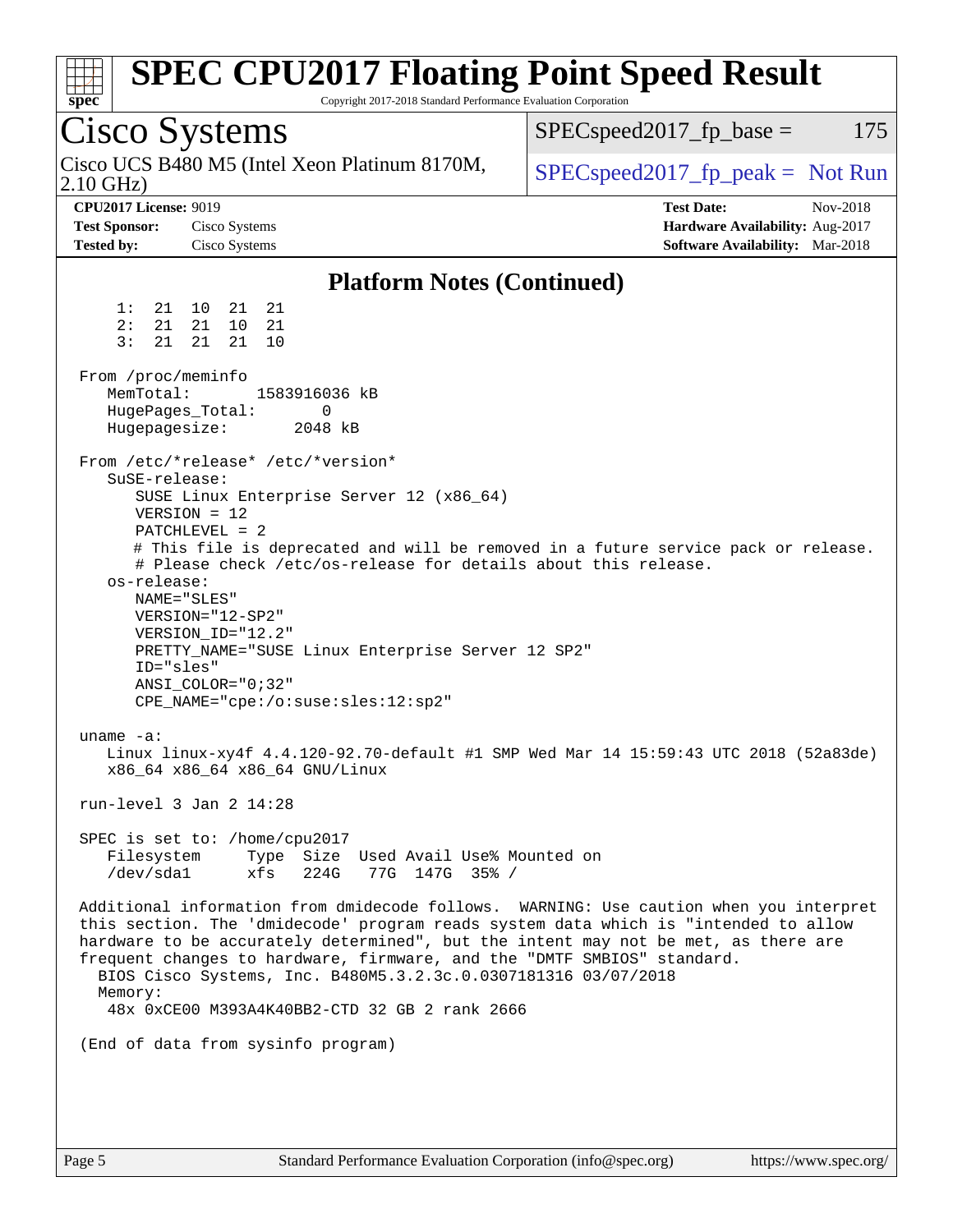# SPEC CPU2017 Floating Point Speed Result

Copyright 2017-2018 Standard Performance Evaluation Corporation

## Cisco Systems

Cisco UCS B480 M5 (Intel Xeon Platinum 8170M, 2.10 GHz)

SPECspeed2017_fp_base = 175

SPECspeed2017_fp_peak = Not Run

**CPU2017 License:** 9019
**Test Sponsor:** Cisco Systems
**Tested by:** Cisco Systems

**Test Date:** Nov-2018
**Hardware Availability:** Aug-2017
**Software Availability:** Mar-2018

### Platform Notes (Continued)

```
     1:  21  10  21  21
     2:  21  21  10  21
     3:  21  21  21  10

 From /proc/meminfo
    MemTotal:       1583916036 kB
    HugePages_Total:       0
    Hugepagesize:       2048 kB

 From /etc/*release* /etc/*version*
    SuSE-release:
       SUSE Linux Enterprise Server 12 (x86_64)
       VERSION = 12
       PATCHLEVEL = 2
       # This file is deprecated and will be removed in a future service pack or release.
       # Please check /etc/os-release for details about this release.
    os-release:
       NAME="SLES"
       VERSION="12-SP2"
       VERSION_ID="12.2"
       PRETTY_NAME="SUSE Linux Enterprise Server 12 SP2"
       ID="sles"
       ANSI_COLOR="0;32"
       CPE_NAME="cpe:/o:suse:sles:12:sp2"

 uname -a:
    Linux linux-xy4f 4.4.120-92.70-default #1 SMP Wed Mar 14 15:59:43 UTC 2018 (52a83de)
    x86_64 x86_64 x86_64 GNU/Linux

 run-level 3 Jan 2 14:28

 SPEC is set to: /home/cpu2017
    Filesystem     Type  Size  Used Avail Use% Mounted on
    /dev/sda1      xfs   224G   77G  147G  35% /

 Additional information from dmidecode follows.  WARNING: Use caution when you interpret
 this section. The 'dmidecode' program reads system data which is "intended to allow
 hardware to be accurately determined", but the intent may not be met, as there are
 frequent changes to hardware, firmware, and the "DMTF SMBIOS" standard.
   BIOS Cisco Systems, Inc. B480M5.3.2.3c.0.0307181316 03/07/2018
   Memory:
    48x 0xCE00 M393A4K40BB2-CTD 32 GB 2 rank 2666

 (End of data from sysinfo program)
```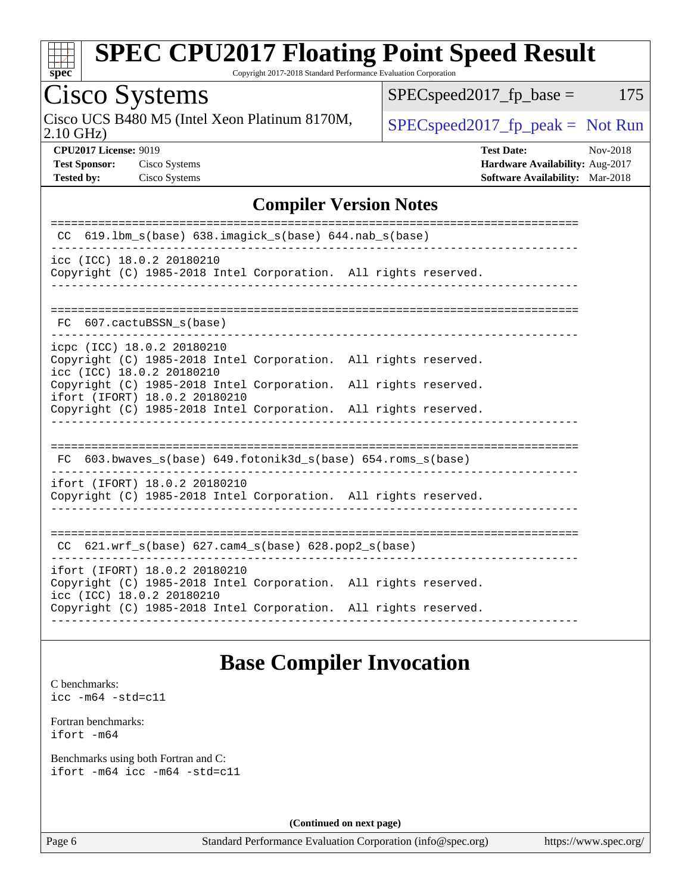# SPEC CPU2017 Floating Point Speed Result

Copyright 2017-2018 Standard Performance Evaluation Corporation

## Cisco Systems

Cisco UCS B480 M5 (Intel Xeon Platinum 8170M, 2.10 GHz)

SPECspeed2017_fp_base = 175

SPECspeed2017_fp_peak = Not Run

**CPU2017 License:** 9019
**Test Sponsor:** Cisco Systems
**Tested by:** Cisco Systems

**Test Date:** Nov-2018
**Hardware Availability:** Aug-2017
**Software Availability:** Mar-2018

## Compiler Version Notes

```
==============================================================================
 CC  619.lbm_s(base) 638.imagick_s(base) 644.nab_s(base)
------------------------------------------------------------------------------
icc (ICC) 18.0.2 20180210
Copyright (C) 1985-2018 Intel Corporation.  All rights reserved.
------------------------------------------------------------------------------

==============================================================================
 FC  607.cactuBSSN_s(base)
------------------------------------------------------------------------------
icpc (ICC) 18.0.2 20180210
Copyright (C) 1985-2018 Intel Corporation.  All rights reserved.
icc (ICC) 18.0.2 20180210
Copyright (C) 1985-2018 Intel Corporation.  All rights reserved.
ifort (IFORT) 18.0.2 20180210
Copyright (C) 1985-2018 Intel Corporation.  All rights reserved.
------------------------------------------------------------------------------

==============================================================================
 FC  603.bwaves_s(base) 649.fotonik3d_s(base) 654.roms_s(base)
------------------------------------------------------------------------------
ifort (IFORT) 18.0.2 20180210
Copyright (C) 1985-2018 Intel Corporation.  All rights reserved.
------------------------------------------------------------------------------

==============================================================================
 CC  621.wrf_s(base) 627.cam4_s(base) 628.pop2_s(base)
------------------------------------------------------------------------------
ifort (IFORT) 18.0.2 20180210
Copyright (C) 1985-2018 Intel Corporation.  All rights reserved.
icc (ICC) 18.0.2 20180210
Copyright (C) 1985-2018 Intel Corporation.  All rights reserved.
------------------------------------------------------------------------------
```

## Base Compiler Invocation

C benchmarks:
`icc -m64 -std=c11`

Fortran benchmarks:
`ifort -m64`

Benchmarks using both Fortran and C:
`ifort -m64 icc -m64 -std=c11`

**(Continued on next page)**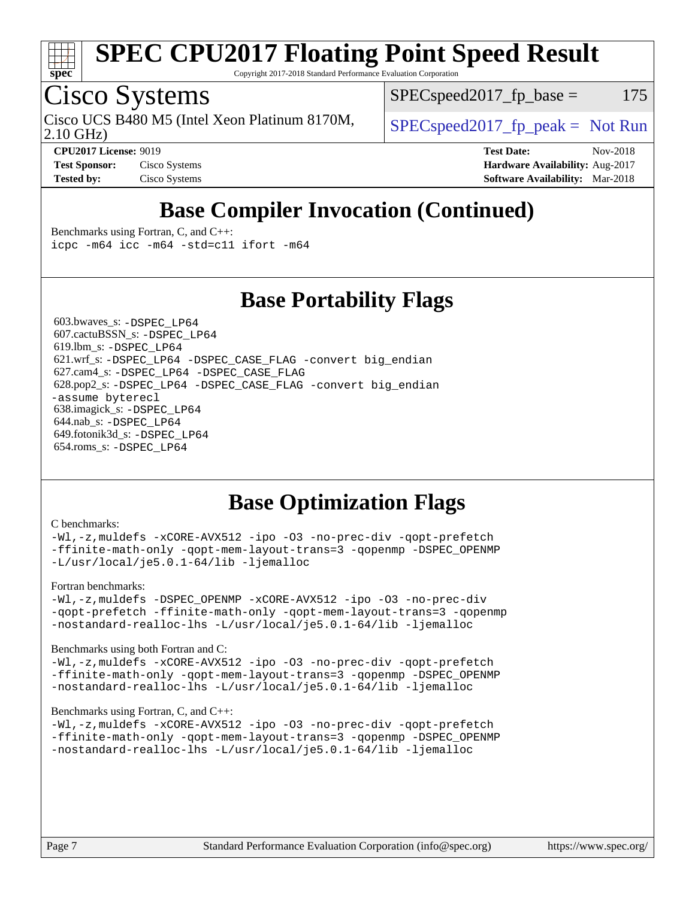# SPEC CPU2017 Floating Point Speed Result

Copyright 2017-2018 Standard Performance Evaluation Corporation

## Cisco Systems

Cisco UCS B480 M5 (Intel Xeon Platinum 8170M, 2.10 GHz)

SPECspeed2017_fp_base = 175

SPECspeed2017_fp_peak = Not Run

**CPU2017 License:** 9019
**Test Sponsor:** Cisco Systems
**Tested by:** Cisco Systems

**Test Date:** Nov-2018
**Hardware Availability:** Aug-2017
**Software Availability:** Mar-2018

## Base Compiler Invocation (Continued)

Benchmarks using Fortran, C, and C++:

```
icpc -m64 icc -m64 -std=c11 ifort -m64
```

## Base Portability Flags

603.bwaves_s: -DSPEC_LP64
607.cactuBSSN_s: -DSPEC_LP64
619.lbm_s: -DSPEC_LP64
621.wrf_s: -DSPEC_LP64 -DSPEC_CASE_FLAG -convert big_endian
627.cam4_s: -DSPEC_LP64 -DSPEC_CASE_FLAG
628.pop2_s: -DSPEC_LP64 -DSPEC_CASE_FLAG -convert big_endian -assume byterecl
638.imagick_s: -DSPEC_LP64
644.nab_s: -DSPEC_LP64
649.fotonik3d_s: -DSPEC_LP64
654.roms_s: -DSPEC_LP64

## Base Optimization Flags

C benchmarks:

```
-Wl,-z,muldefs -xCORE-AVX512 -ipo -O3 -no-prec-div -qopt-prefetch
-ffinite-math-only -qopt-mem-layout-trans=3 -qopenmp -DSPEC_OPENMP
-L/usr/local/je5.0.1-64/lib -ljemalloc
```

Fortran benchmarks:

```
-Wl,-z,muldefs -DSPEC_OPENMP -xCORE-AVX512 -ipo -O3 -no-prec-div
-qopt-prefetch -ffinite-math-only -qopt-mem-layout-trans=3 -qopenmp
-nostandard-realloc-lhs -L/usr/local/je5.0.1-64/lib -ljemalloc
```

Benchmarks using both Fortran and C:

```
-Wl,-z,muldefs -xCORE-AVX512 -ipo -O3 -no-prec-div -qopt-prefetch
-ffinite-math-only -qopt-mem-layout-trans=3 -qopenmp -DSPEC_OPENMP
-nostandard-realloc-lhs -L/usr/local/je5.0.1-64/lib -ljemalloc
```

Benchmarks using Fortran, C, and C++:

```
-Wl,-z,muldefs -xCORE-AVX512 -ipo -O3 -no-prec-div -qopt-prefetch
-ffinite-math-only -qopt-mem-layout-trans=3 -qopenmp -DSPEC_OPENMP
-nostandard-realloc-lhs -L/usr/local/je5.0.1-64/lib -ljemalloc
```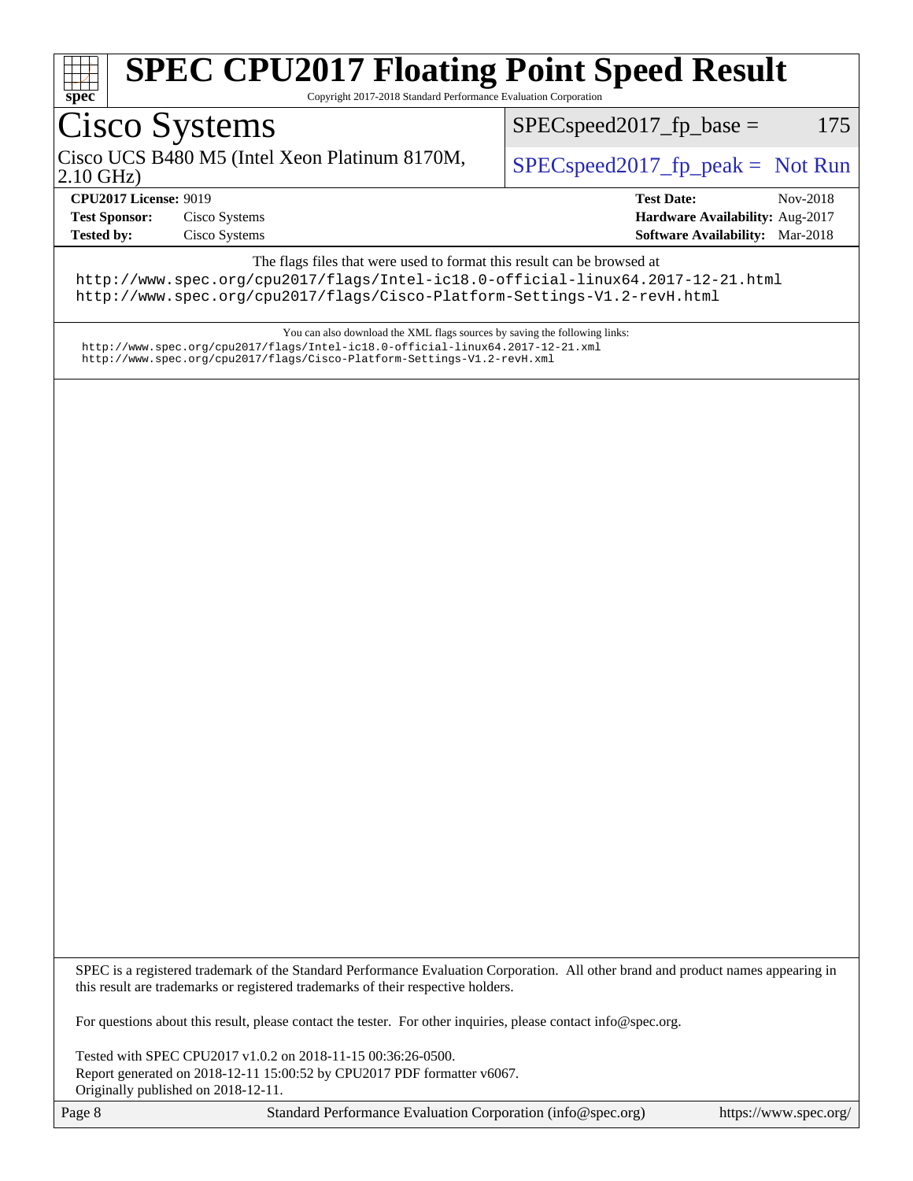# SPEC CPU2017 Floating Point Speed Result

Copyright 2017-2018 Standard Performance Evaluation Corporation

## Cisco Systems

Cisco UCS B480 M5 (Intel Xeon Platinum 8170M, 2.10 GHz)

SPECspeed2017_fp_base = 175

SPECspeed2017_fp_peak = Not Run

| | | | |
|---|---|---|---|
| **CPU2017 License:** | 9019 | **Test Date:** | Nov-2018 |
| **Test Sponsor:** | Cisco Systems | **Hardware Availability:** | Aug-2017 |
| **Tested by:** | Cisco Systems | **Software Availability:** | Mar-2018 |

The flags files that were used to format this result can be browsed at

http://www.spec.org/cpu2017/flags/Intel-ic18.0-official-linux64.2017-12-21.html
http://www.spec.org/cpu2017/flags/Cisco-Platform-Settings-V1.2-revH.html

You can also download the XML flags sources by saving the following links:

http://www.spec.org/cpu2017/flags/Intel-ic18.0-official-linux64.2017-12-21.xml
http://www.spec.org/cpu2017/flags/Cisco-Platform-Settings-V1.2-revH.xml

SPEC is a registered trademark of the Standard Performance Evaluation Corporation. All other brand and product names appearing in this result are trademarks or registered trademarks of their respective holders.

For questions about this result, please contact the tester. For other inquiries, please contact info@spec.org.

Tested with SPEC CPU2017 v1.0.2 on 2018-11-15 00:36:26-0500.
Report generated on 2018-12-11 15:00:52 by CPU2017 PDF formatter v6067.
Originally published on 2018-12-11.